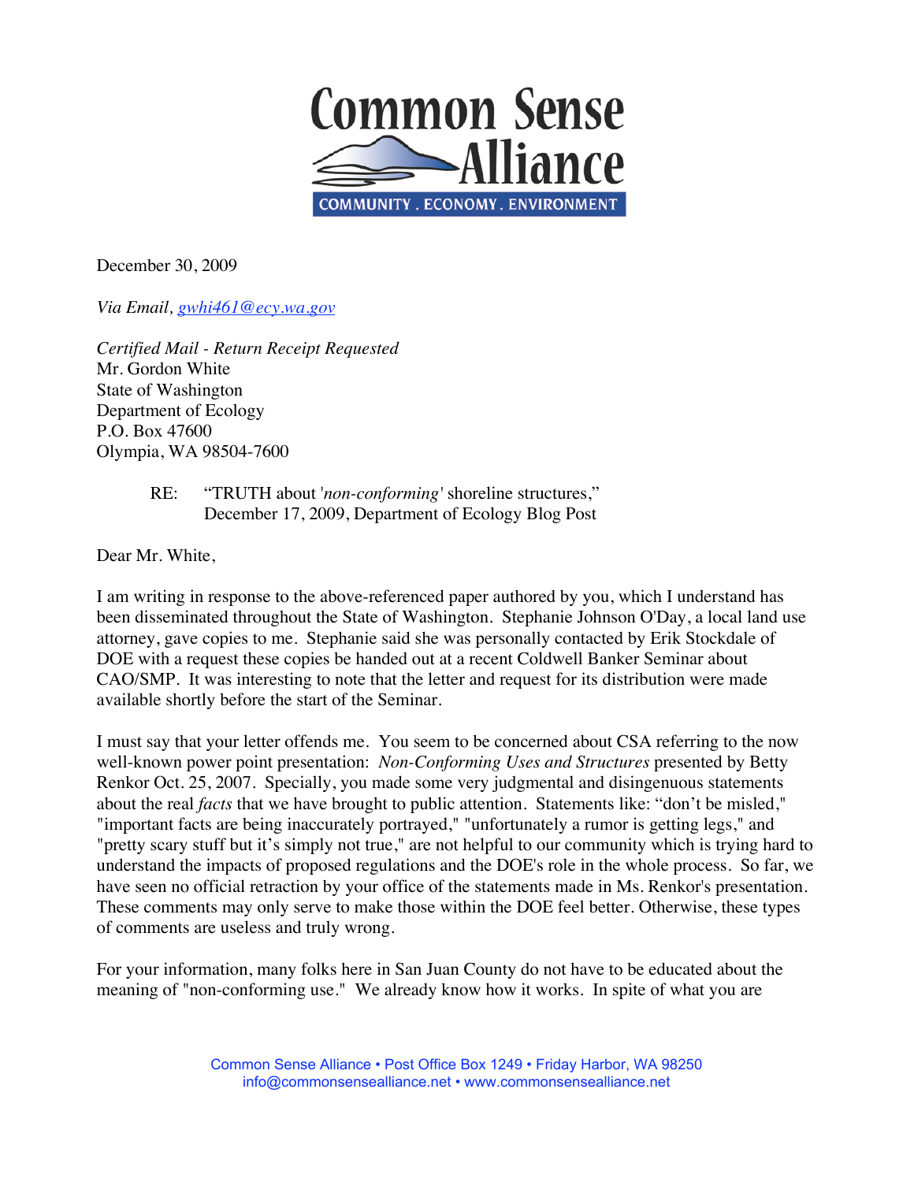# Common Sense Alliance

COMMUNITY . ECONOMY . ENVIRONMENT

December 30, 2009

*Via Email, gwhi461@ecy.wa.gov*

*Certified Mail - Return Receipt Requested*
Mr. Gordon White
State of Washington
Department of Ecology
P.O. Box 47600
Olympia, WA 98504-7600

RE: "TRUTH about '*non-conforming*' shoreline structures," December 17, 2009, Department of Ecology Blog Post

Dear Mr. White,

I am writing in response to the above-referenced paper authored by you, which I understand has been disseminated throughout the State of Washington. Stephanie Johnson O'Day, a local land use attorney, gave copies to me. Stephanie said she was personally contacted by Erik Stockdale of DOE with a request these copies be handed out at a recent Coldwell Banker Seminar about CAO/SMP. It was interesting to note that the letter and request for its distribution were made available shortly before the start of the Seminar.

I must say that your letter offends me. You seem to be concerned about CSA referring to the now well-known power point presentation: *Non-Conforming Uses and Structures* presented by Betty Renkor Oct. 25, 2007. Specially, you made some very judgmental and disingenuous statements about the real *facts* that we have brought to public attention. Statements like: "don't be misled," "important facts are being inaccurately portrayed," "unfortunately a rumor is getting legs," and "pretty scary stuff but it's simply not true," are not helpful to our community which is trying hard to understand the impacts of proposed regulations and the DOE's role in the whole process. So far, we have seen no official retraction by your office of the statements made in Ms. Renkor's presentation. These comments may only serve to make those within the DOE feel better. Otherwise, these types of comments are useless and truly wrong.

For your information, many folks here in San Juan County do not have to be educated about the meaning of "non-conforming use." We already know how it works. In spite of what you are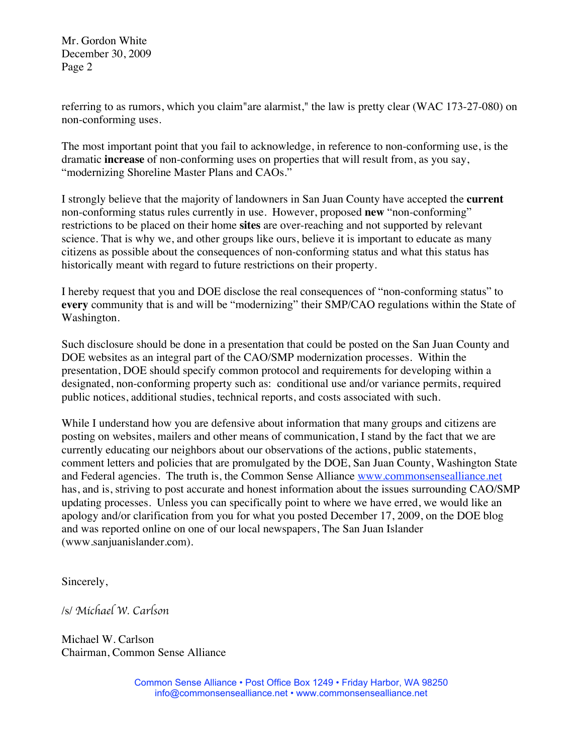referring to as rumors, which you claim"are alarmist," the law is pretty clear (WAC 173-27-080) on non-conforming uses.

The most important point that you fail to acknowledge, in reference to non-conforming use, is the dramatic **increase** of non-conforming uses on properties that will result from, as you say, "modernizing Shoreline Master Plans and CAOs."

I strongly believe that the majority of landowners in San Juan County have accepted the **current** non-conforming status rules currently in use. However, proposed **new** "non-conforming" restrictions to be placed on their home **sites** are over-reaching and not supported by relevant science. That is why we, and other groups like ours, believe it is important to educate as many citizens as possible about the consequences of non-conforming status and what this status has historically meant with regard to future restrictions on their property.

I hereby request that you and DOE disclose the real consequences of "non-conforming status" to **every** community that is and will be "modernizing" their SMP/CAO regulations within the State of Washington.

Such disclosure should be done in a presentation that could be posted on the San Juan County and DOE websites as an integral part of the CAO/SMP modernization processes. Within the presentation, DOE should specify common protocol and requirements for developing within a designated, non-conforming property such as: conditional use and/or variance permits, required public notices, additional studies, technical reports, and costs associated with such.

While I understand how you are defensive about information that many groups and citizens are posting on websites, mailers and other means of communication, I stand by the fact that we are currently educating our neighbors about our observations of the actions, public statements, comment letters and policies that are promulgated by the DOE, San Juan County, Washington State and Federal agencies. The truth is, the Common Sense Alliance www.commonsensealliance.net has, and is, striving to post accurate and honest information about the issues surrounding CAO/SMP updating processes. Unless you can specifically point to where we have erred, we would like an apology and/or clarification from you for what you posted December 17, 2009, on the DOE blog and was reported online on one of our local newspapers, The San Juan Islander (www.sanjuanislander.com).

Sincerely,

/s/ *Michael W. Carlson*

Michael W. Carlson
Chairman, Common Sense Alliance

Common Sense Alliance • Post Office Box 1249 • Friday Harbor, WA 98250
info@commonsensealliance.net • www.commonsensealliance.net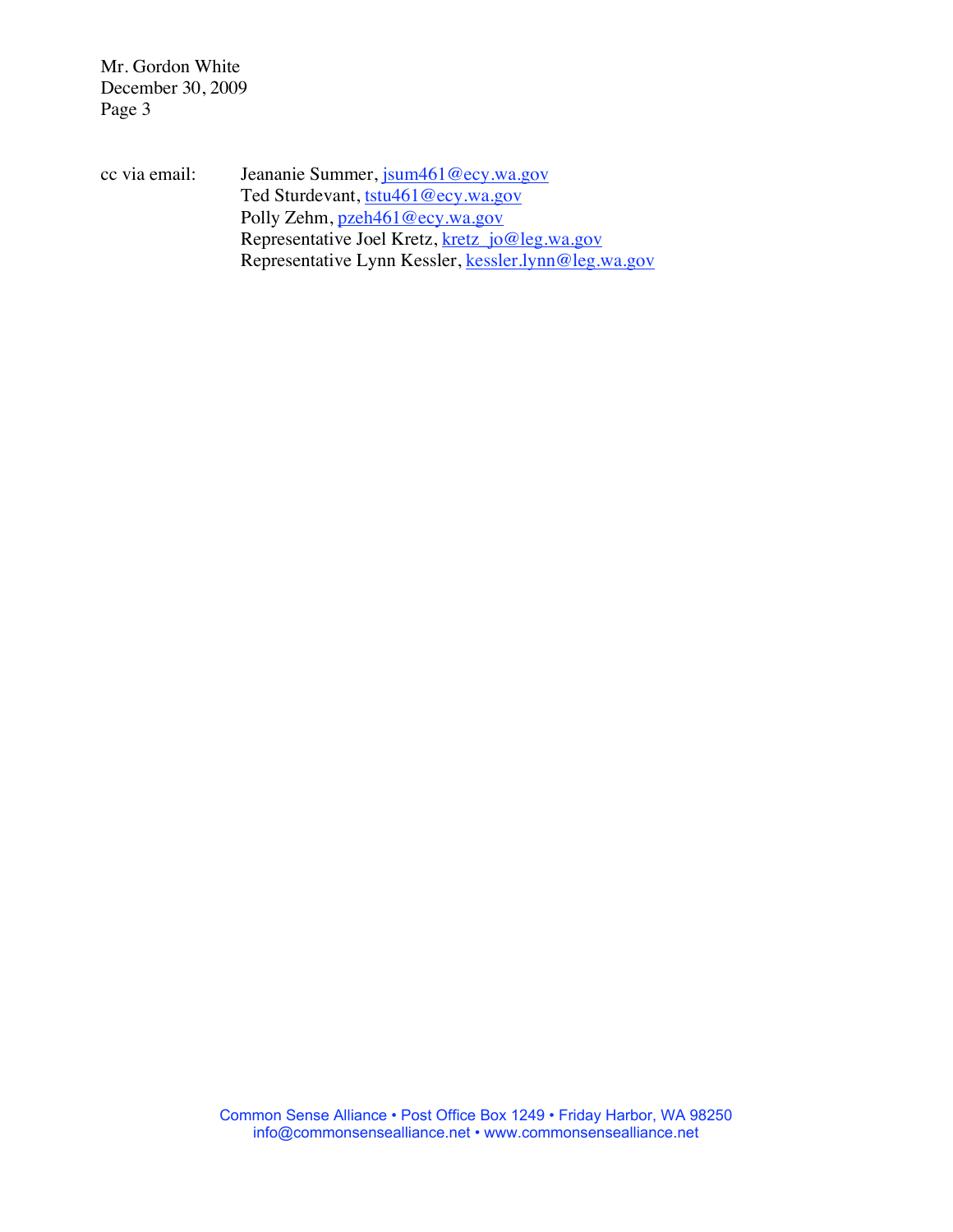cc via email: Jeananie Summer, jsum461@ecy.wa.gov
Ted Sturdevant, tstu461@ecy.wa.gov
Polly Zehm, pzeh461@ecy.wa.gov
Representative Joel Kretz, kretz_jo@leg.wa.gov
Representative Lynn Kessler, kessler.lynn@leg.wa.gov

Common Sense Alliance • Post Office Box 1249 • Friday Harbor, WA 98250
info@commonsensealliance.net • www.commonsensealliance.net